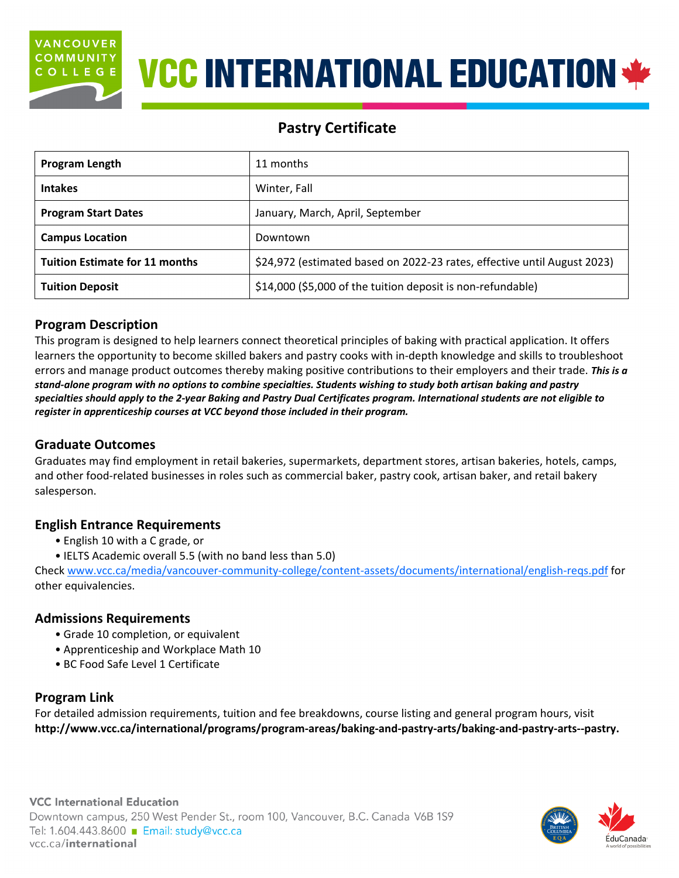# VCC INTERNATIONAL EDUCATION

## Pastry Certificate

| | |
|---|---|
| **Program Length** | 11 months |
| **Intakes** | Winter, Fall |
| **Program Start Dates** | January, March, April, September |
| **Campus Location** | Downtown |
| **Tuition Estimate for 11 months** | $24,972 (estimated based on 2022-23 rates, effective until August 2023) |
| **Tuition Deposit** | $14,000 ($5,000 of the tuition deposit is non-refundable) |

### Program Description

This program is designed to help learners connect theoretical principles of baking with practical application. It offers learners the opportunity to become skilled bakers and pastry cooks with in-depth knowledge and skills to troubleshoot errors and manage product outcomes thereby making positive contributions to their employers and their trade. ***This is a stand-alone program with no options to combine specialties. Students wishing to study both artisan baking and pastry specialties should apply to the 2-year Baking and Pastry Dual Certificates program. International students are not eligible to register in apprenticeship courses at VCC beyond those included in their program.***

### Graduate Outcomes

Graduates may find employment in retail bakeries, supermarkets, department stores, artisan bakeries, hotels, camps, and other food-related businesses in roles such as commercial baker, pastry cook, artisan baker, and retail bakery salesperson.

### English Entrance Requirements

- English 10 with a C grade, or
- IELTS Academic overall 5.5 (with no band less than 5.0)

Check www.vcc.ca/media/vancouver-community-college/content-assets/documents/international/english-reqs.pdf for other equivalencies.

### Admissions Requirements

- Grade 10 completion, or equivalent
- Apprenticeship and Workplace Math 10
- BC Food Safe Level 1 Certificate

### Program Link

For detailed admission requirements, tuition and fee breakdowns, course listing and general program hours, visit **http://www.vcc.ca/international/programs/program-areas/baking-and-pastry-arts/baking-and-pastry-arts--pastry.**

**VCC International Education**
Downtown campus, 250 West Pender St., room 100, Vancouver, B.C. Canada V6B 1S9
Tel: 1.604.443.8600 ■ Email: study@vcc.ca
vcc.ca/**international**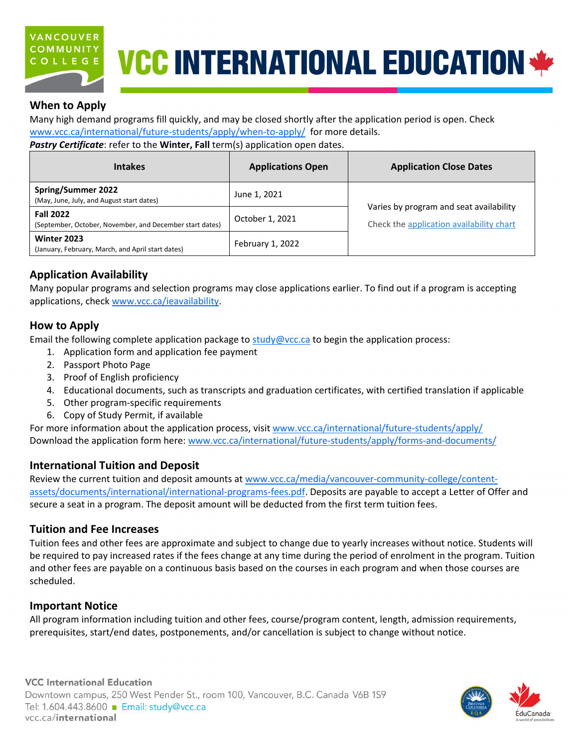# VCC INTERNATIONAL EDUCATION

## When to Apply

Many high demand programs fill quickly, and may be closed shortly after the application period is open. Check www.vcc.ca/international/future-students/apply/when-to-apply/ for more details.

***Pastry Certificate***: refer to the **Winter, Fall** term(s) application open dates.

| Intakes | Applications Open | Application Close Dates |
|---|---|---|
| **Spring/Summer 2022** (May, June, July, and August start dates) | June 1, 2021 | Varies by program and seat availability Check the application availability chart |
| **Fall 2022** (September, October, November, and December start dates) | October 1, 2021 | |
| **Winter 2023** (January, February, March, and April start dates) | February 1, 2022 | |

## Application Availability

Many popular programs and selection programs may close applications earlier. To find out if a program is accepting applications, check www.vcc.ca/ieavailability.

## How to Apply

Email the following complete application package to study@vcc.ca to begin the application process:

1. Application form and application fee payment
2. Passport Photo Page
3. Proof of English proficiency
4. Educational documents, such as transcripts and graduation certificates, with certified translation if applicable
5. Other program-specific requirements
6. Copy of Study Permit, if available

For more information about the application process, visit www.vcc.ca/international/future-students/apply/

Download the application form here: www.vcc.ca/international/future-students/apply/forms-and-documents/

## International Tuition and Deposit

Review the current tuition and deposit amounts at www.vcc.ca/media/vancouver-community-college/content-assets/documents/international/international-programs-fees.pdf. Deposits are payable to accept a Letter of Offer and secure a seat in a program. The deposit amount will be deducted from the first term tuition fees.

## Tuition and Fee Increases

Tuition fees and other fees are approximate and subject to change due to yearly increases without notice. Students will be required to pay increased rates if the fees change at any time during the period of enrolment in the program. Tuition and other fees are payable on a continuous basis based on the courses in each program and when those courses are scheduled.

## Important Notice

All program information including tuition and other fees, course/program content, length, admission requirements, prerequisites, start/end dates, postponements, and/or cancellation is subject to change without notice.

**VCC International Education**
Downtown campus, 250 West Pender St., room 100, Vancouver, B.C. Canada V6B 1S9
Tel: 1.604.443.8600 ■ Email: study@vcc.ca
vcc.ca/**international**